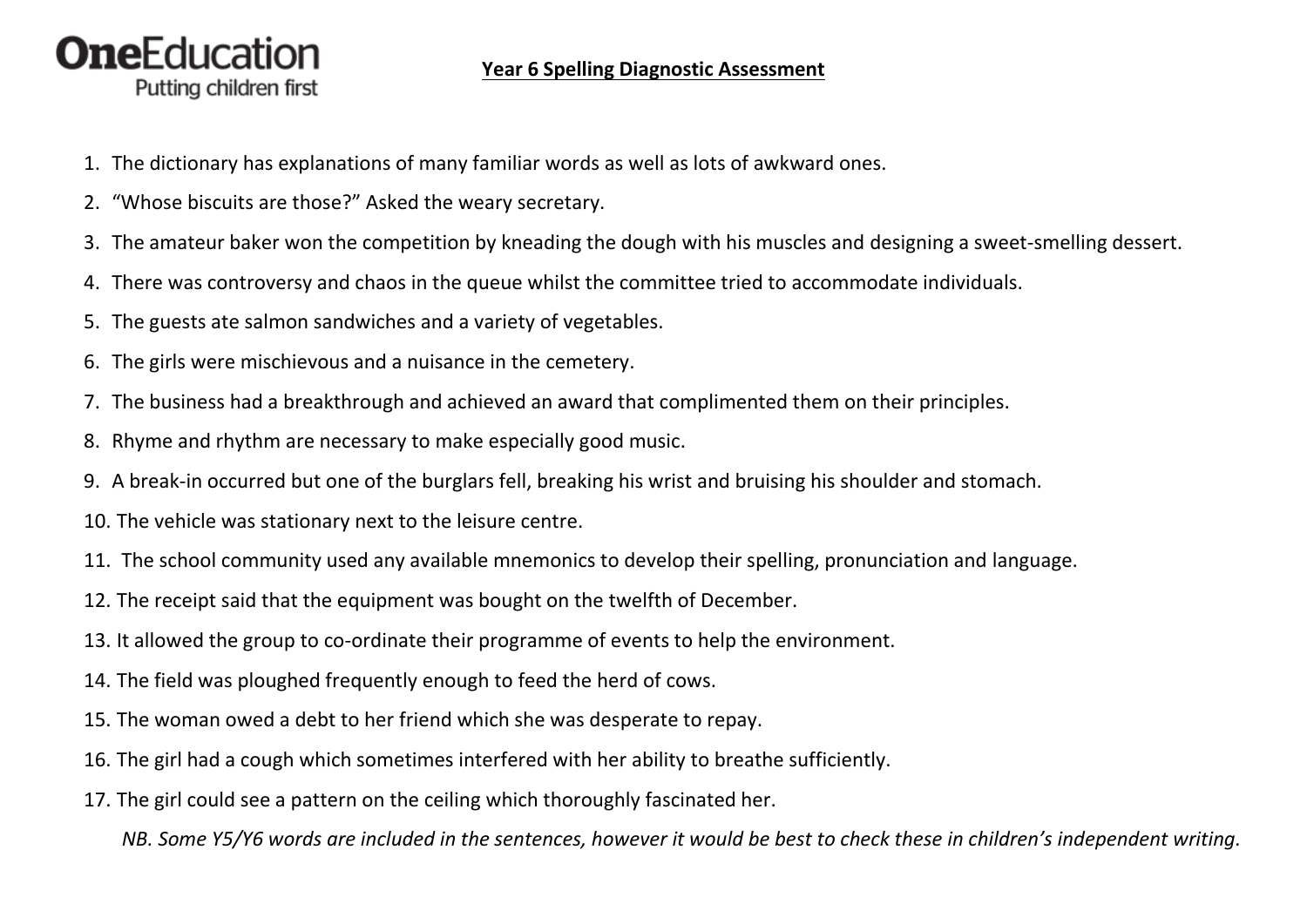**OneEducation**
Putting children first

**Year 6 Spelling Diagnostic Assessment**

1. The dictionary has explanations of many familiar words as well as lots of awkward ones.
2. "Whose biscuits are those?" Asked the weary secretary.
3. The amateur baker won the competition by kneading the dough with his muscles and designing a sweet-smelling dessert.
4. There was controversy and chaos in the queue whilst the committee tried to accommodate individuals.
5. The guests ate salmon sandwiches and a variety of vegetables.
6. The girls were mischievous and a nuisance in the cemetery.
7. The business had a breakthrough and achieved an award that complimented them on their principles.
8. Rhyme and rhythm are necessary to make especially good music.
9. A break-in occurred but one of the burglars fell, breaking his wrist and bruising his shoulder and stomach.
10. The vehicle was stationary next to the leisure centre.
11. The school community used any available mnemonics to develop their spelling, pronunciation and language.
12. The receipt said that the equipment was bought on the twelfth of December.
13. It allowed the group to co-ordinate their programme of events to help the environment.
14. The field was ploughed frequently enough to feed the herd of cows.
15. The woman owed a debt to her friend which she was desperate to repay.
16. The girl had a cough which sometimes interfered with her ability to breathe sufficiently.
17. The girl could see a pattern on the ceiling which thoroughly fascinated her.

*NB. Some Y5/Y6 words are included in the sentences, however it would be best to check these in children's independent writing.*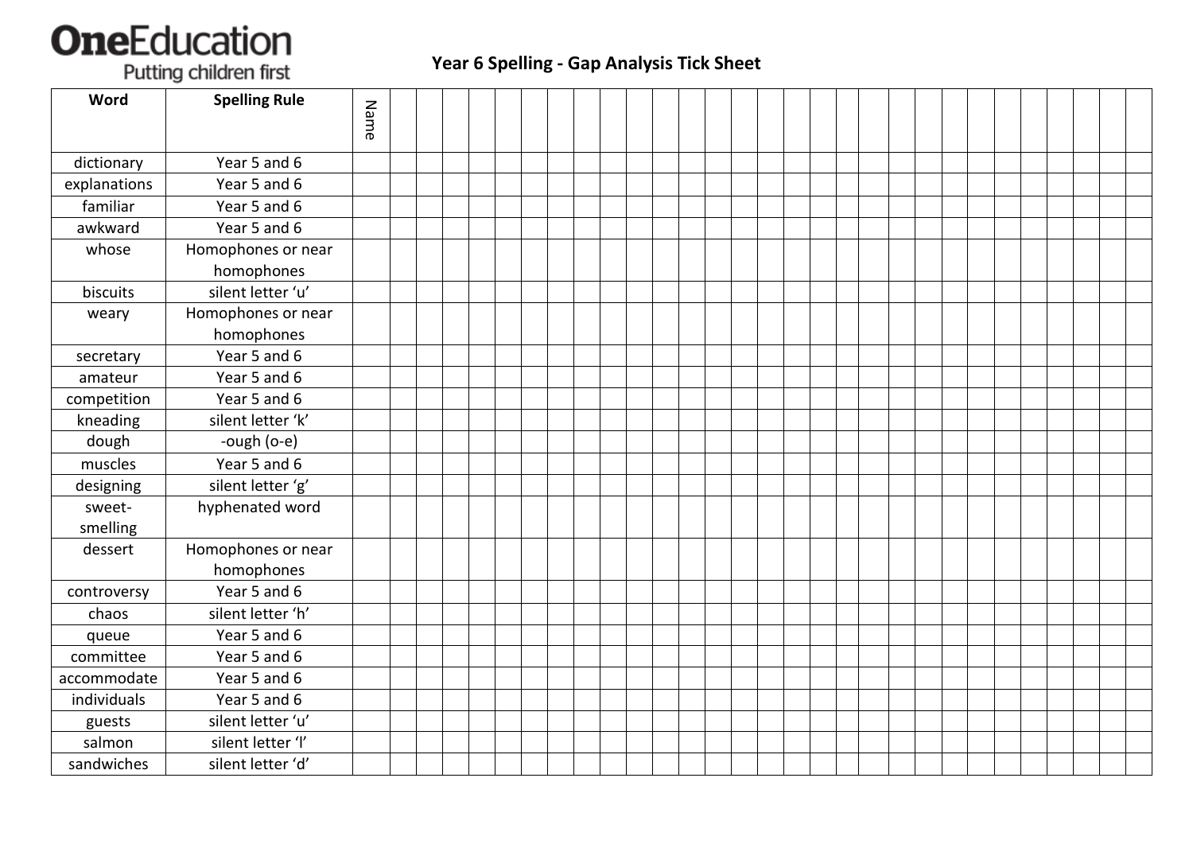## Year 6 Spelling - Gap Analysis Tick Sheet

| Word | Spelling Rule | Name | | | | | | | | | | | | | | | | | | | | | | | | | | | | | |
|---|---|---|---|---|---|---|---|---|---|---|---|---|---|---|---|---|---|---|---|---|---|---|---|---|---|---|---|---|---|---|---|
| dictionary | Year 5 and 6 | | | | | | | | | | | | | | | | | | | | | | | | | | | | | | |
| explanations | Year 5 and 6 | | | | | | | | | | | | | | | | | | | | | | | | | | | | | | |
| familiar | Year 5 and 6 | | | | | | | | | | | | | | | | | | | | | | | | | | | | | | |
| awkward | Year 5 and 6 | | | | | | | | | | | | | | | | | | | | | | | | | | | | | | |
| whose | Homophones or near homophones | | | | | | | | | | | | | | | | | | | | | | | | | | | | | | |
| biscuits | silent letter 'u' | | | | | | | | | | | | | | | | | | | | | | | | | | | | | | |
| weary | Homophones or near homophones | | | | | | | | | | | | | | | | | | | | | | | | | | | | | | |
| secretary | Year 5 and 6 | | | | | | | | | | | | | | | | | | | | | | | | | | | | | | |
| amateur | Year 5 and 6 | | | | | | | | | | | | | | | | | | | | | | | | | | | | | | |
| competition | Year 5 and 6 | | | | | | | | | | | | | | | | | | | | | | | | | | | | | | |
| kneading | silent letter 'k' | | | | | | | | | | | | | | | | | | | | | | | | | | | | | | |
| dough | -ough (o-e) | | | | | | | | | | | | | | | | | | | | | | | | | | | | | | |
| muscles | Year 5 and 6 | | | | | | | | | | | | | | | | | | | | | | | | | | | | | | |
| designing | silent letter 'g' | | | | | | | | | | | | | | | | | | | | | | | | | | | | | | |
| sweet-smelling | hyphenated word | | | | | | | | | | | | | | | | | | | | | | | | | | | | | | |
| dessert | Homophones or near homophones | | | | | | | | | | | | | | | | | | | | | | | | | | | | | | |
| controversy | Year 5 and 6 | | | | | | | | | | | | | | | | | | | | | | | | | | | | | | |
| chaos | silent letter 'h' | | | | | | | | | | | | | | | | | | | | | | | | | | | | | | |
| queue | Year 5 and 6 | | | | | | | | | | | | | | | | | | | | | | | | | | | | | | |
| committee | Year 5 and 6 | | | | | | | | | | | | | | | | | | | | | | | | | | | | | | |
| accommodate | Year 5 and 6 | | | | | | | | | | | | | | | | | | | | | | | | | | | | | | |
| individuals | Year 5 and 6 | | | | | | | | | | | | | | | | | | | | | | | | | | | | | | |
| guests | silent letter 'u' | | | | | | | | | | | | | | | | | | | | | | | | | | | | | | |
| salmon | silent letter 'l' | | | | | | | | | | | | | | | | | | | | | | | | | | | | | | |
| sandwiches | silent letter 'd' | | | | | | | | | | | | | | | | | | | | | | | | | | | | | | |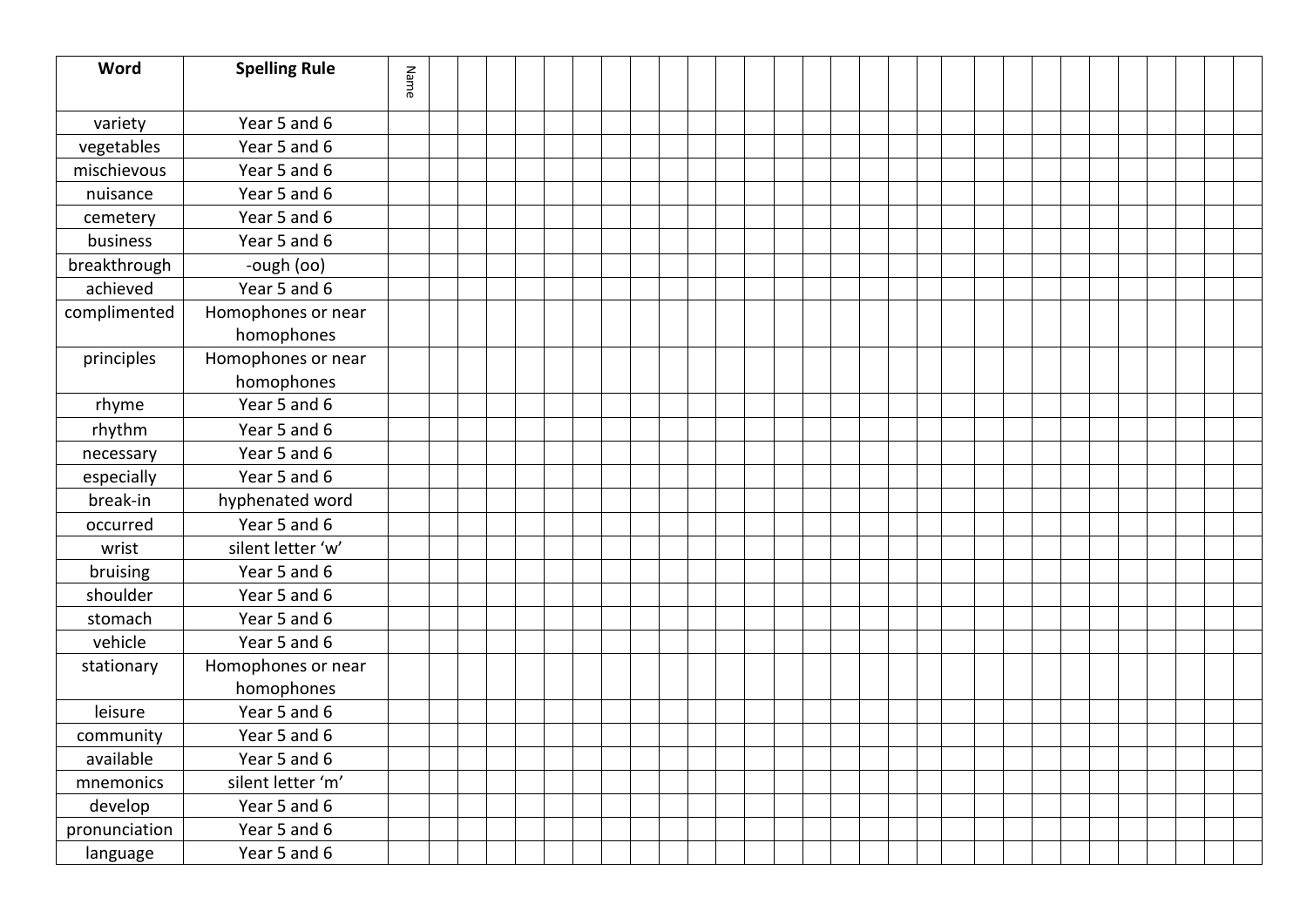| Word | Spelling Rule | Name | | | | | | | | | | | | | | | | | | | | | | | | | | | | | |
|---|---|---|---|---|---|---|---|---|---|---|---|---|---|---|---|---|---|---|---|---|---|---|---|---|---|---|---|---|---|---|---|
| variety | Year 5 and 6 | | | | | | | | | | | | | | | | | | | | | | | | | | | | | | |
| vegetables | Year 5 and 6 | | | | | | | | | | | | | | | | | | | | | | | | | | | | | | |
| mischievous | Year 5 and 6 | | | | | | | | | | | | | | | | | | | | | | | | | | | | | | |
| nuisance | Year 5 and 6 | | | | | | | | | | | | | | | | | | | | | | | | | | | | | | |
| cemetery | Year 5 and 6 | | | | | | | | | | | | | | | | | | | | | | | | | | | | | | |
| business | Year 5 and 6 | | | | | | | | | | | | | | | | | | | | | | | | | | | | | | |
| breakthrough | -ough (oo) | | | | | | | | | | | | | | | | | | | | | | | | | | | | | | |
| achieved | Year 5 and 6 | | | | | | | | | | | | | | | | | | | | | | | | | | | | | | |
| complimented | Homophones or near homophones | | | | | | | | | | | | | | | | | | | | | | | | | | | | | | |
| principles | Homophones or near homophones | | | | | | | | | | | | | | | | | | | | | | | | | | | | | | |
| rhyme | Year 5 and 6 | | | | | | | | | | | | | | | | | | | | | | | | | | | | | | |
| rhythm | Year 5 and 6 | | | | | | | | | | | | | | | | | | | | | | | | | | | | | | |
| necessary | Year 5 and 6 | | | | | | | | | | | | | | | | | | | | | | | | | | | | | | |
| especially | Year 5 and 6 | | | | | | | | | | | | | | | | | | | | | | | | | | | | | | |
| break-in | hyphenated word | | | | | | | | | | | | | | | | | | | | | | | | | | | | | | |
| occurred | Year 5 and 6 | | | | | | | | | | | | | | | | | | | | | | | | | | | | | | |
| wrist | silent letter 'w' | | | | | | | | | | | | | | | | | | | | | | | | | | | | | | |
| bruising | Year 5 and 6 | | | | | | | | | | | | | | | | | | | | | | | | | | | | | | |
| shoulder | Year 5 and 6 | | | | | | | | | | | | | | | | | | | | | | | | | | | | | | |
| stomach | Year 5 and 6 | | | | | | | | | | | | | | | | | | | | | | | | | | | | | | |
| vehicle | Year 5 and 6 | | | | | | | | | | | | | | | | | | | | | | | | | | | | | | |
| stationary | Homophones or near homophones | | | | | | | | | | | | | | | | | | | | | | | | | | | | | | |
| leisure | Year 5 and 6 | | | | | | | | | | | | | | | | | | | | | | | | | | | | | | |
| community | Year 5 and 6 | | | | | | | | | | | | | | | | | | | | | | | | | | | | | | |
| available | Year 5 and 6 | | | | | | | | | | | | | | | | | | | | | | | | | | | | | | |
| mnemonics | silent letter 'm' | | | | | | | | | | | | | | | | | | | | | | | | | | | | | | |
| develop | Year 5 and 6 | | | | | | | | | | | | | | | | | | | | | | | | | | | | | | |
| pronunciation | Year 5 and 6 | | | | | | | | | | | | | | | | | | | | | | | | | | | | | | |
| language | Year 5 and 6 | | | | | | | | | | | | | | | | | | | | | | | | | | | | | | |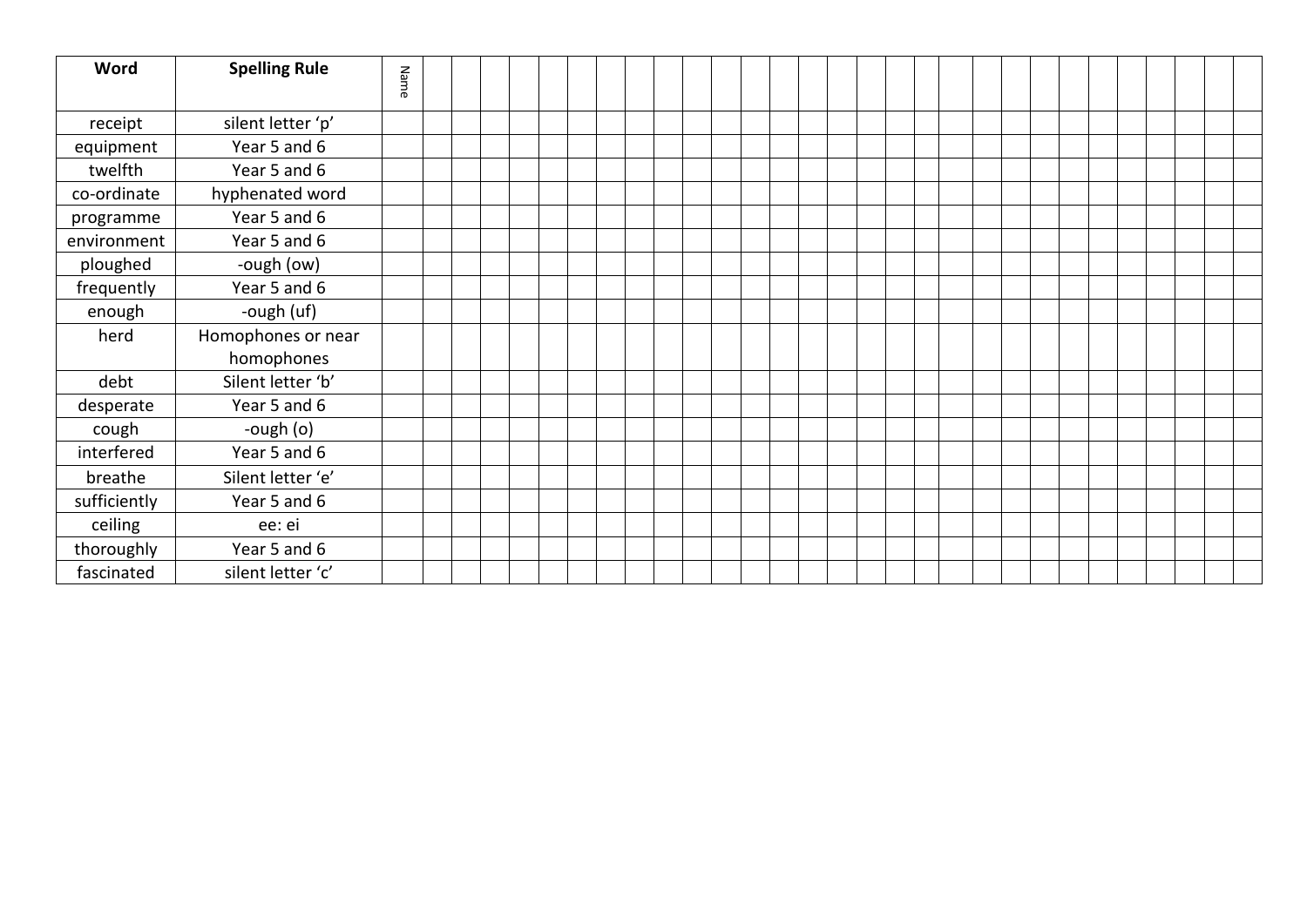| Word | Spelling Rule | Name | | | | | | | | | | | | | | | | | | | | | | | | | | | | | |
|---|---|---|---|---|---|---|---|---|---|---|---|---|---|---|---|---|---|---|---|---|---|---|---|---|---|---|---|---|---|---|---|
| receipt | silent letter ‘p’ | | | | | | | | | | | | | | | | | | | | | | | | | | | | | | |
| equipment | Year 5 and 6 | | | | | | | | | | | | | | | | | | | | | | | | | | | | | | |
| twelfth | Year 5 and 6 | | | | | | | | | | | | | | | | | | | | | | | | | | | | | | |
| co-ordinate | hyphenated word | | | | | | | | | | | | | | | | | | | | | | | | | | | | | | |
| programme | Year 5 and 6 | | | | | | | | | | | | | | | | | | | | | | | | | | | | | | |
| environment | Year 5 and 6 | | | | | | | | | | | | | | | | | | | | | | | | | | | | | | |
| ploughed | -ough (ow) | | | | | | | | | | | | | | | | | | | | | | | | | | | | | | |
| frequently | Year 5 and 6 | | | | | | | | | | | | | | | | | | | | | | | | | | | | | | |
| enough | -ough (uf) | | | | | | | | | | | | | | | | | | | | | | | | | | | | | | |
| herd | Homophones or near homophones | | | | | | | | | | | | | | | | | | | | | | | | | | | | | | |
| debt | Silent letter ‘b’ | | | | | | | | | | | | | | | | | | | | | | | | | | | | | | |
| desperate | Year 5 and 6 | | | | | | | | | | | | | | | | | | | | | | | | | | | | | | |
| cough | -ough (o) | | | | | | | | | | | | | | | | | | | | | | | | | | | | | | |
| interfered | Year 5 and 6 | | | | | | | | | | | | | | | | | | | | | | | | | | | | | | |
| breathe | Silent letter ‘e’ | | | | | | | | | | | | | | | | | | | | | | | | | | | | | | |
| sufficiently | Year 5 and 6 | | | | | | | | | | | | | | | | | | | | | | | | | | | | | | |
| ceiling | ee: ei | | | | | | | | | | | | | | | | | | | | | | | | | | | | | | |
| thoroughly | Year 5 and 6 | | | | | | | | | | | | | | | | | | | | | | | | | | | | | | |
| fascinated | silent letter ‘c’ | | | | | | | | | | | | | | | | | | | | | | | | | | | | | | |